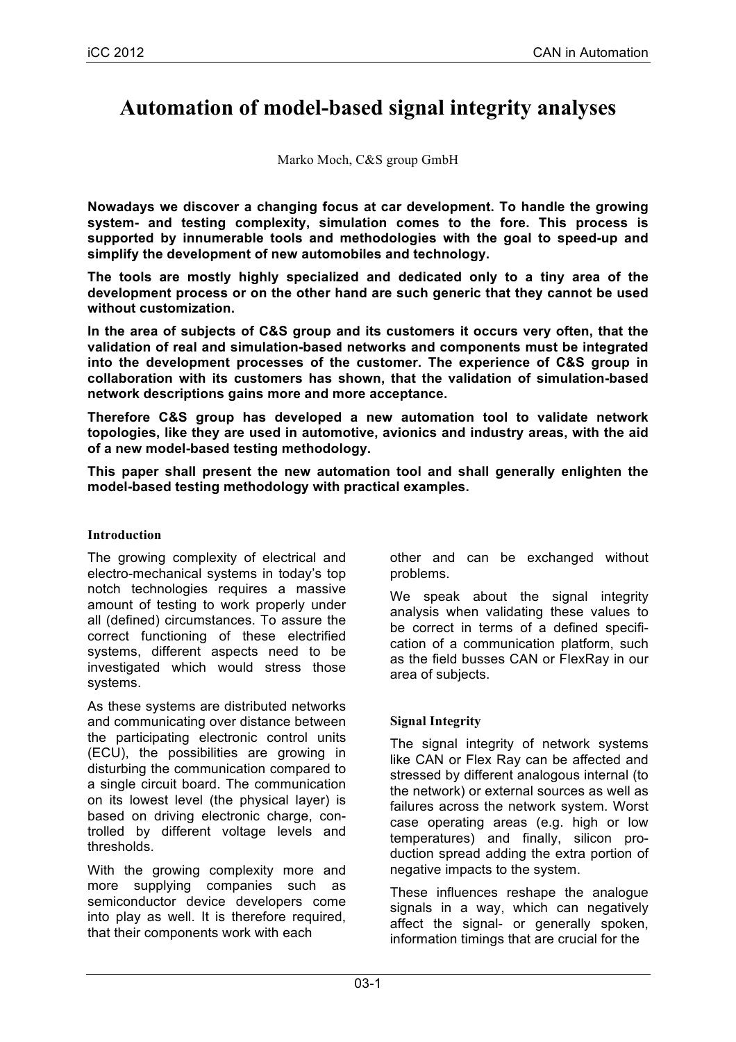# Automation of model-based signal integrity analyses

Marko Moch, C&S group GmbH

**Nowadays we discover a changing focus at car development. To handle the growing system- and testing complexity, simulation comes to the fore. This process is supported by innumerable tools and methodologies with the goal to speed-up and simplify the development of new automobiles and technology.**

**The tools are mostly highly specialized and dedicated only to a tiny area of the development process or on the other hand are such generic that they cannot be used without customization.**

**In the area of subjects of C&S group and its customers it occurs very often, that the validation of real and simulation-based networks and components must be integrated into the development processes of the customer. The experience of C&S group in collaboration with its customers has shown, that the validation of simulation-based network descriptions gains more and more acceptance.**

**Therefore C&S group has developed a new automation tool to validate network topologies, like they are used in automotive, avionics and industry areas, with the aid of a new model-based testing methodology.**

**This paper shall present the new automation tool and shall generally enlighten the model-based testing methodology with practical examples.**

## Introduction

The growing complexity of electrical and electro-mechanical systems in today's top notch technologies requires a massive amount of testing to work properly under all (defined) circumstances. To assure the correct functioning of these electrified systems, different aspects need to be investigated which would stress those systems.

As these systems are distributed networks and communicating over distance between the participating electronic control units (ECU), the possibilities are growing in disturbing the communication compared to a single circuit board. The communication on its lowest level (the physical layer) is based on driving electronic charge, controlled by different voltage levels and thresholds.

With the growing complexity more and more supplying companies such as semiconductor device developers come into play as well. It is therefore required, that their components work with each other and can be exchanged without problems.

We speak about the signal integrity analysis when validating these values to be correct in terms of a defined specification of a communication platform, such as the field busses CAN or FlexRay in our area of subjects.

## Signal Integrity

The signal integrity of network systems like CAN or Flex Ray can be affected and stressed by different analogous internal (to the network) or external sources as well as failures across the network system. Worst case operating areas (e.g. high or low temperatures) and finally, silicon production spread adding the extra portion of negative impacts to the system.

These influences reshape the analogue signals in a way, which can negatively affect the signal- or generally spoken, information timings that are crucial for the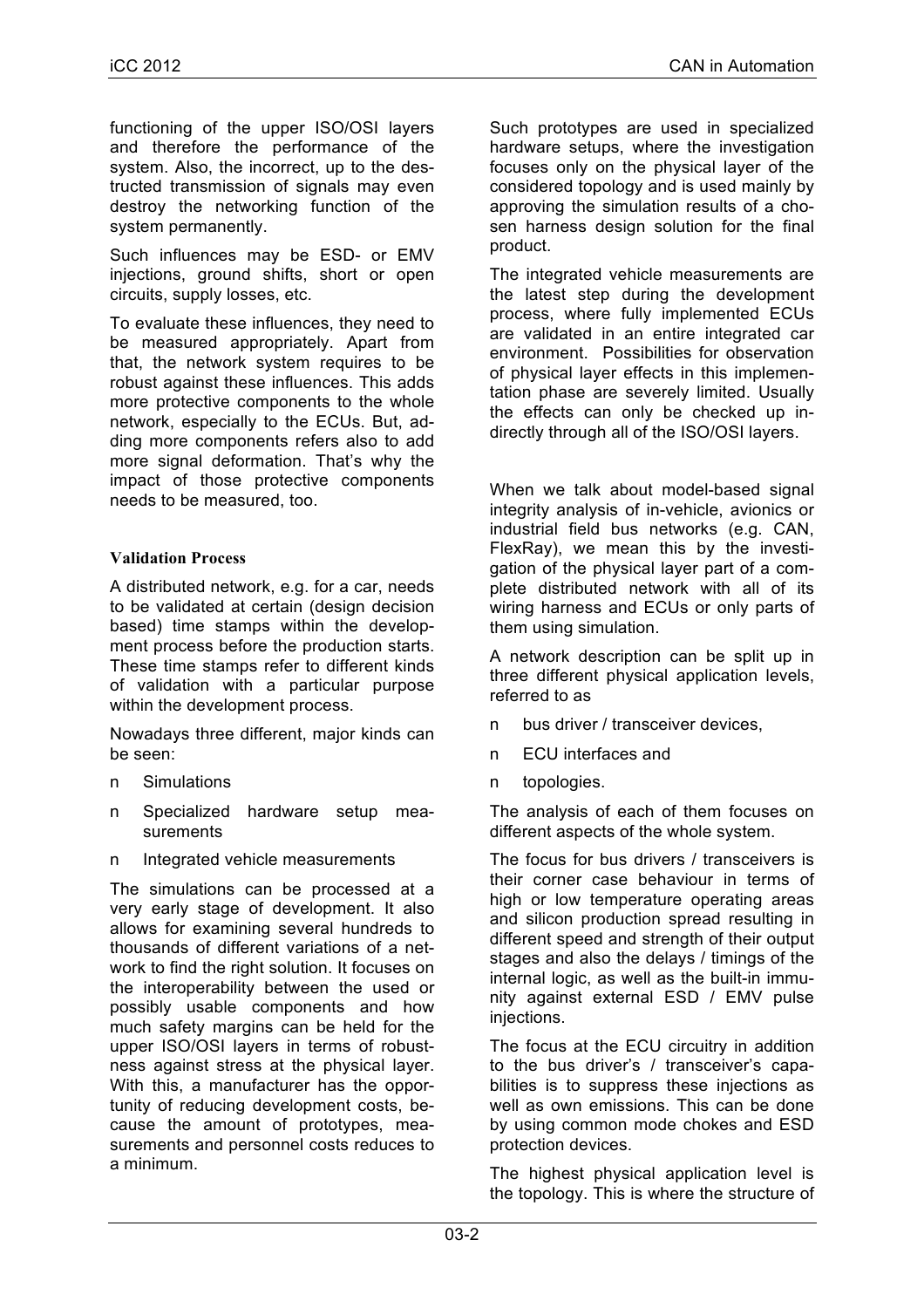functioning of the upper ISO/OSI layers and therefore the performance of the system. Also, the incorrect, up to the destructed transmission of signals may even destroy the networking function of the system permanently.

Such influences may be ESD- or EMV injections, ground shifts, short or open circuits, supply losses, etc.

To evaluate these influences, they need to be measured appropriately. Apart from that, the network system requires to be robust against these influences. This adds more protective components to the whole network, especially to the ECUs. But, adding more components refers also to add more signal deformation. That's why the impact of those protective components needs to be measured, too.

### Validation Process

A distributed network, e.g. for a car, needs to be validated at certain (design decision based) time stamps within the development process before the production starts. These time stamps refer to different kinds of validation with a particular purpose within the development process.

Nowadays three different, major kinds can be seen:

- Simulations
- Specialized hardware setup measurements
- Integrated vehicle measurements

The simulations can be processed at a very early stage of development. It also allows for examining several hundreds to thousands of different variations of a network to find the right solution. It focuses on the interoperability between the used or possibly usable components and how much safety margins can be held for the upper ISO/OSI layers in terms of robustness against stress at the physical layer. With this, a manufacturer has the opportunity of reducing development costs, because the amount of prototypes, measurements and personnel costs reduces to a minimum.

Such prototypes are used in specialized hardware setups, where the investigation focuses only on the physical layer of the considered topology and is used mainly by approving the simulation results of a chosen harness design solution for the final product.

The integrated vehicle measurements are the latest step during the development process, where fully implemented ECUs are validated in an entire integrated car environment. Possibilities for observation of physical layer effects in this implementation phase are severely limited. Usually the effects can only be checked up indirectly through all of the ISO/OSI layers.

When we talk about model-based signal integrity analysis of in-vehicle, avionics or industrial field bus networks (e.g. CAN, FlexRay), we mean this by the investigation of the physical layer part of a complete distributed network with all of its wiring harness and ECUs or only parts of them using simulation.

A network description can be split up in three different physical application levels, referred to as

- bus driver / transceiver devices,
- ECU interfaces and
- topologies.

The analysis of each of them focuses on different aspects of the whole system.

The focus for bus drivers / transceivers is their corner case behaviour in terms of high or low temperature operating areas and silicon production spread resulting in different speed and strength of their output stages and also the delays / timings of the internal logic, as well as the built-in immunity against external ESD / EMV pulse injections.

The focus at the ECU circuitry in addition to the bus driver's / transceiver's capabilities is to suppress these injections as well as own emissions. This can be done by using common mode chokes and ESD protection devices.

The highest physical application level is the topology. This is where the structure of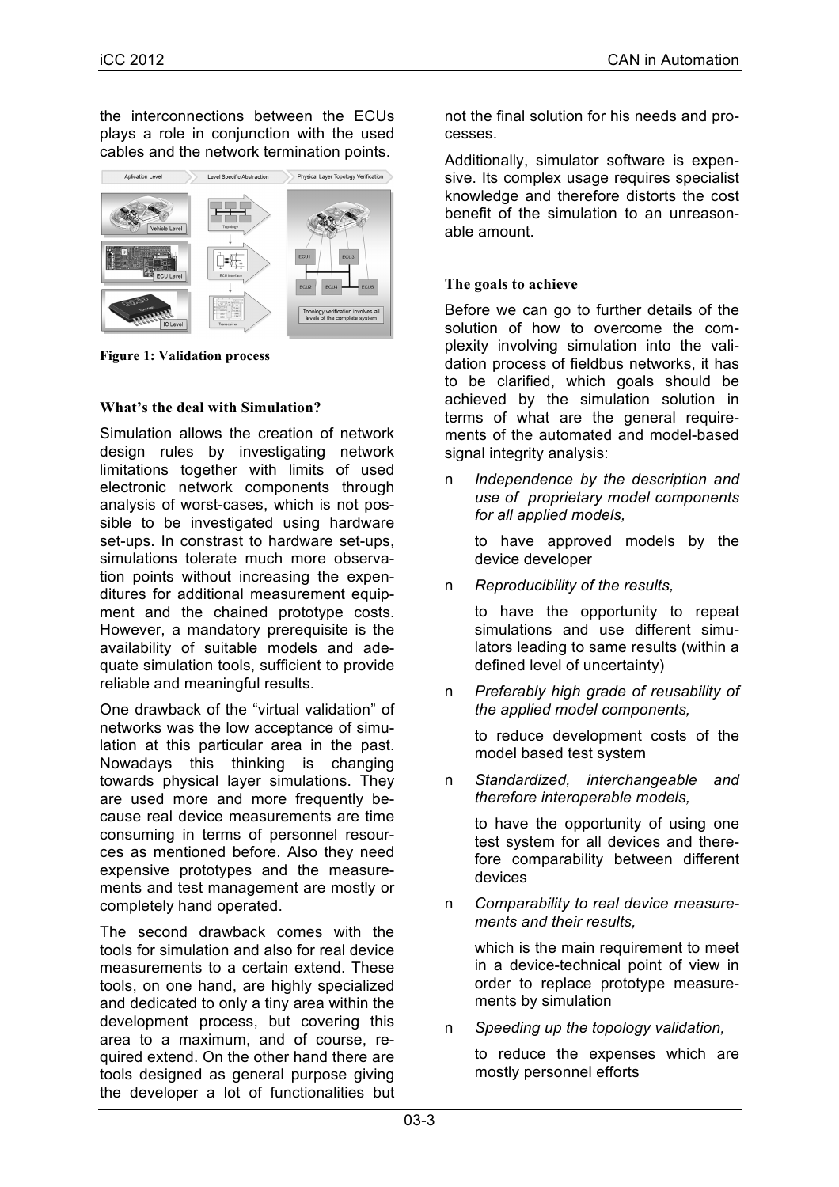the interconnections between the ECUs plays a role in conjunction with the used cables and the network termination points.

Aplication Level
Level Specific Abstraction
Physical Layer Topology Verification
Vehicle Level
Topology
ECU Level
ECU Interface
IC Level
Transceiver
ECU1
ECU3
ECU2
ECU4
ECU5
Topology verification involves all levels of the complete system

**Figure 1: Validation process**

### What's the deal with Simulation?

Simulation allows the creation of network design rules by investigating network limitations together with limits of used electronic network components through analysis of worst-cases, which is not possible to be investigated using hardware set-ups. In constrast to hardware set-ups, simulations tolerate much more observation points without increasing the expenditures for additional measurement equipment and the chained prototype costs. However, a mandatory prerequisite is the availability of suitable models and adequate simulation tools, sufficient to provide reliable and meaningful results.

One drawback of the "virtual validation" of networks was the low acceptance of simulation at this particular area in the past. Nowadays this thinking is changing towards physical layer simulations. They are used more and more frequently because real device measurements are time consuming in terms of personnel resources as mentioned before. Also they need expensive prototypes and the measurements and test management are mostly or completely hand operated.

The second drawback comes with the tools for simulation and also for real device measurements to a certain extend. These tools, on one hand, are highly specialized and dedicated to only a tiny area within the development process, but covering this area to a maximum, and of course, required extend. On the other hand there are tools designed as general purpose giving the developer a lot of functionalities but not the final solution for his needs and processes.

Additionally, simulator software is expensive. Its complex usage requires specialist knowledge and therefore distorts the cost benefit of the simulation to an unreasonable amount.

### The goals to achieve

Before we can go to further details of the solution of how to overcome the complexity involving simulation into the validation process of fieldbus networks, it has to be clarified, which goals should be achieved by the simulation solution in terms of what are the general requirements of the automated and model-based signal integrity analysis:

- *Independence by the description and use of proprietary model components for all applied models,*

  to have approved models by the device developer

- *Reproducibility of the results,*

  to have the opportunity to repeat simulations and use different simulators leading to same results (within a defined level of uncertainty)

- *Preferably high grade of reusability of the applied model components,*

  to reduce development costs of the model based test system

- *Standardized, interchangeable and therefore interoperable models,*

  to have the opportunity of using one test system for all devices and therefore comparability between different devices

- *Comparability to real device measurements and their results,*

  which is the main requirement to meet in a device-technical point of view in order to replace prototype measurements by simulation

- *Speeding up the topology validation,*

  to reduce the expenses which are mostly personnel efforts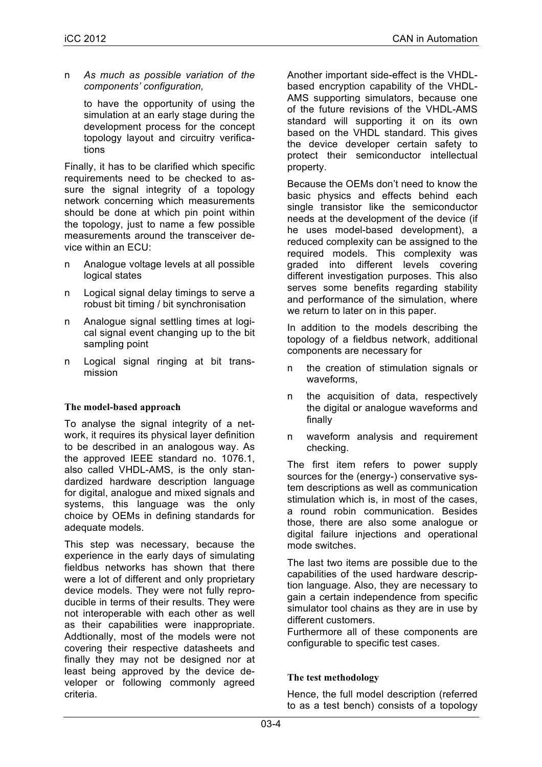- *As much as possible variation of the components' configuration,*

  to have the opportunity of using the simulation at an early stage during the development process for the concept topology layout and circuitry verifications

Finally, it has to be clarified which specific requirements need to be checked to assure the signal integrity of a topology network concerning which measurements should be done at which pin point within the topology, just to name a few possible measurements around the transceiver device within an ECU:

- Analogue voltage levels at all possible logical states
- Logical signal delay timings to serve a robust bit timing / bit synchronisation
- Analogue signal settling times at logical signal event changing up to the bit sampling point
- Logical signal ringing at bit transmission

### The model-based approach

To analyse the signal integrity of a network, it requires its physical layer definition to be described in an analogous way. As the approved IEEE standard no. 1076.1, also called VHDL-AMS, is the only standardized hardware description language for digital, analogue and mixed signals and systems, this language was the only choice by OEMs in defining standards for adequate models.

This step was necessary, because the experience in the early days of simulating fieldbus networks has shown that there were a lot of different and only proprietary device models. They were not fully reproducible in terms of their results. They were not interoperable with each other as well as their capabilities were inappropriate. Addtionally, most of the models were not covering their respective datasheets and finally they may not be designed nor at least being approved by the device developer or following commonly agreed criteria.

Another important side-effect is the VHDL-based encryption capability of the VHDL-AMS supporting simulators, because one of the future revisions of the VHDL-AMS standard will supporting it on its own based on the VHDL standard. This gives the device developer certain safety to protect their semiconductor intellectual property.

Because the OEMs don't need to know the basic physics and effects behind each single transistor like the semiconductor needs at the development of the device (if he uses model-based development), a reduced complexity can be assigned to the required models. This complexity was graded into different levels covering different investigation purposes. This also serves some benefits regarding stability and performance of the simulation, where we return to later on in this paper.

In addition to the models describing the topology of a fieldbus network, additional components are necessary for

- the creation of stimulation signals or waveforms,
- the acquisition of data, respectively the digital or analogue waveforms and finally
- waveform analysis and requirement checking.

The first item refers to power supply sources for the (energy-) conservative system descriptions as well as communication stimulation which is, in most of the cases, a round robin communication. Besides those, there are also some analogue or digital failure injections and operational mode switches.

The last two items are possible due to the capabilities of the used hardware description language. Also, they are necessary to gain a certain independence from specific simulator tool chains as they are in use by different customers.
Furthermore all of these components are configurable to specific test cases.

### The test methodology

Hence, the full model description (referred to as a test bench) consists of a topology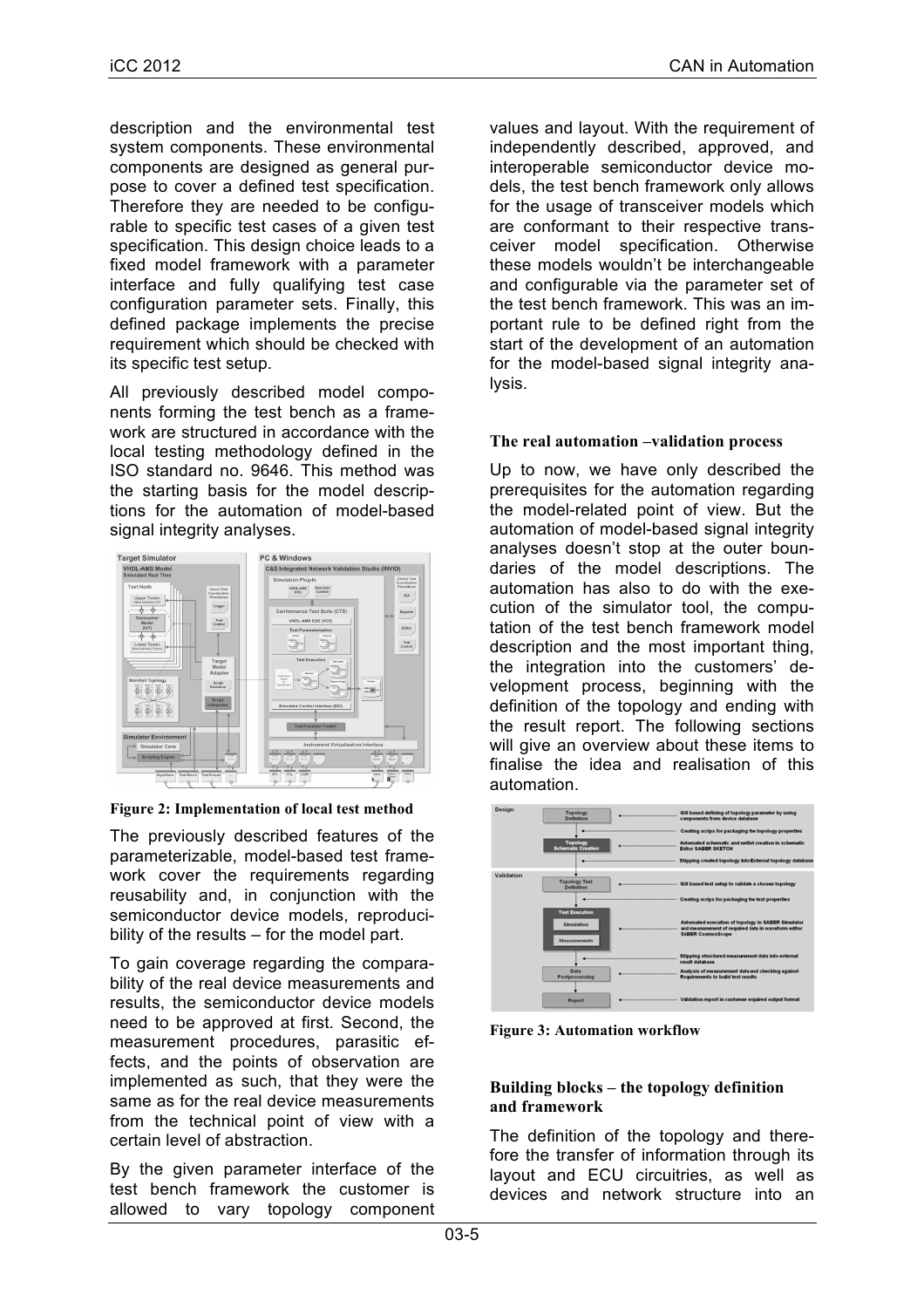description and the environmental test system components. These environmental components are designed as general purpose to cover a defined test specification. Therefore they are needed to be configurable to specific test cases of a given test specification. This design choice leads to a fixed model framework with a parameter interface and fully qualifying test case configuration parameter sets. Finally, this defined package implements the precise requirement which should be checked with its specific test setup.

All previously described model components forming the test bench as a framework are structured in accordance with the local testing methodology defined in the ISO standard no. 9646. This method was the starting basis for the model descriptions for the automation of model-based signal integrity analyses.

**Figure 2: Implementation of local test method**

The previously described features of the parameterizable, model-based test framework cover the requirements regarding reusability and, in conjunction with the semiconductor device models, reproducibility of the results – for the model part.

To gain coverage regarding the comparability of the real device measurements and results, the semiconductor device models need to be approved at first. Second, the measurement procedures, parasitic effects, and the points of observation are implemented as such, that they were the same as for the real device measurements from the technical point of view with a certain level of abstraction.

By the given parameter interface of the test bench framework the customer is allowed to vary topology component values and layout. With the requirement of independently described, approved, and interoperable semiconductor device models, the test bench framework only allows for the usage of transceiver models which are conformant to their respective transceiver model specification. Otherwise these models wouldn't be interchangeable and configurable via the parameter set of the test bench framework. This was an important rule to be defined right from the start of the development of an automation for the model-based signal integrity analysis.

### The real automation –validation process

Up to now, we have only described the prerequisites for the automation regarding the model-related point of view. But the automation of model-based signal integrity analyses doesn't stop at the outer boundaries of the model descriptions. The automation has also to do with the execution of the simulator tool, the computation of the test bench framework model description and the most important thing, the integration into the customers' development process, beginning with the definition of the topology and ending with the result report. The following sections will give an overview about these items to finalise the idea and realisation of this automation.

**Figure 3: Automation workflow**

### Building blocks – the topology definition and framework

The definition of the topology and therefore the transfer of information through its layout and ECU circuitries, as well as devices and network structure into an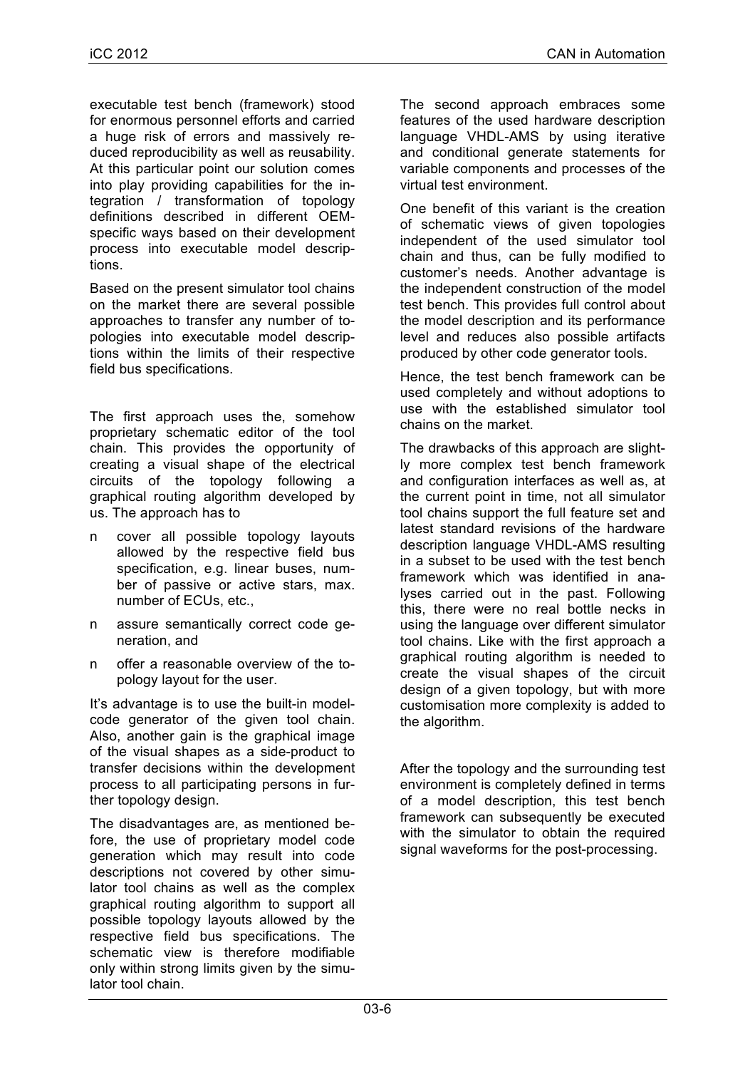executable test bench (framework) stood for enormous personnel efforts and carried a huge risk of errors and massively reduced reproducibility as well as reusability. At this particular point our solution comes into play providing capabilities for the integration / transformation of topology definitions described in different OEM-specific ways based on their development process into executable model descriptions.

Based on the present simulator tool chains on the market there are several possible approaches to transfer any number of topologies into executable model descriptions within the limits of their respective field bus specifications.

The first approach uses the, somehow proprietary schematic editor of the tool chain. This provides the opportunity of creating a visual shape of the electrical circuits of the topology following a graphical routing algorithm developed by us. The approach has to

- cover all possible topology layouts allowed by the respective field bus specification, e.g. linear buses, number of passive or active stars, max. number of ECUs, etc.,
- assure semantically correct code generation, and
- offer a reasonable overview of the topology layout for the user.

It's advantage is to use the built-in model-code generator of the given tool chain. Also, another gain is the graphical image of the visual shapes as a side-product to transfer decisions within the development process to all participating persons in further topology design.

The disadvantages are, as mentioned before, the use of proprietary model code generation which may result into code descriptions not covered by other simulator tool chains as well as the complex graphical routing algorithm to support all possible topology layouts allowed by the respective field bus specifications. The schematic view is therefore modifiable only within strong limits given by the simulator tool chain.

The second approach embraces some features of the used hardware description language VHDL-AMS by using iterative and conditional generate statements for variable components and processes of the virtual test environment.

One benefit of this variant is the creation of schematic views of given topologies independent of the used simulator tool chain and thus, can be fully modified to customer's needs. Another advantage is the independent construction of the model test bench. This provides full control about the model description and its performance level and reduces also possible artifacts produced by other code generator tools.

Hence, the test bench framework can be used completely and without adoptions to use with the established simulator tool chains on the market.

The drawbacks of this approach are slightly more complex test bench framework and configuration interfaces as well as, at the current point in time, not all simulator tool chains support the full feature set and latest standard revisions of the hardware description language VHDL-AMS resulting in a subset to be used with the test bench framework which was identified in analyses carried out in the past. Following this, there were no real bottle necks in using the language over different simulator tool chains. Like with the first approach a graphical routing algorithm is needed to create the visual shapes of the circuit design of a given topology, but with more customisation more complexity is added to the algorithm.

After the topology and the surrounding test environment is completely defined in terms of a model description, this test bench framework can subsequently be executed with the simulator to obtain the required signal waveforms for the post-processing.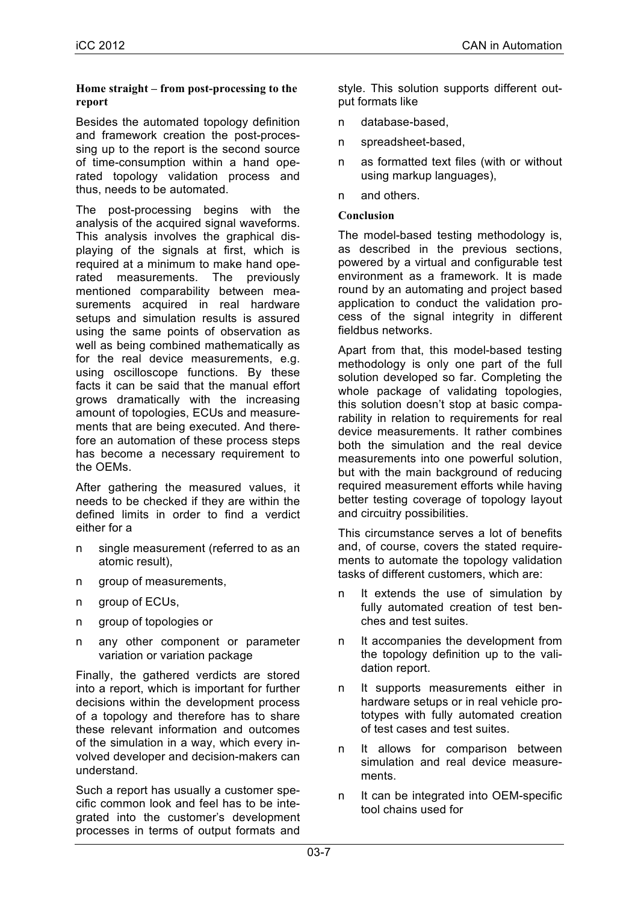### Home straight – from post-processing to the report

Besides the automated topology definition and framework creation the post-processing up to the report is the second source of time-consumption within a hand operated topology validation process and thus, needs to be automated.

The post-processing begins with the analysis of the acquired signal waveforms. This analysis involves the graphical displaying of the signals at first, which is required at a minimum to make hand operated measurements. The previously mentioned comparability between measurements acquired in real hardware setups and simulation results is assured using the same points of observation as well as being combined mathematically as for the real device measurements, e.g. using oscilloscope functions. By these facts it can be said that the manual effort grows dramatically with the increasing amount of topologies, ECUs and measurements that are being executed. And therefore an automation of these process steps has become a necessary requirement to the OEMs.

After gathering the measured values, it needs to be checked if they are within the defined limits in order to find a verdict either for a

- single measurement (referred to as an atomic result),
- group of measurements,
- group of ECUs,
- group of topologies or
- any other component or parameter variation or variation package

Finally, the gathered verdicts are stored into a report, which is important for further decisions within the development process of a topology and therefore has to share these relevant information and outcomes of the simulation in a way, which every involved developer and decision-makers can understand.

Such a report has usually a customer specific common look and feel has to be integrated into the customer's development processes in terms of output formats and style. This solution supports different output formats like

- database-based,
- spreadsheet-based,
- as formatted text files (with or without using markup languages),
- and others.

### Conclusion

The model-based testing methodology is, as described in the previous sections, powered by a virtual and configurable test environment as a framework. It is made round by an automating and project based application to conduct the validation process of the signal integrity in different fieldbus networks.

Apart from that, this model-based testing methodology is only one part of the full solution developed so far. Completing the whole package of validating topologies, this solution doesn't stop at basic comparability in relation to requirements for real device measurements. It rather combines both the simulation and the real device measurements into one powerful solution, but with the main background of reducing required measurement efforts while having better testing coverage of topology layout and circuitry possibilities.

This circumstance serves a lot of benefits and, of course, covers the stated requirements to automate the topology validation tasks of different customers, which are:

- It extends the use of simulation by fully automated creation of test benches and test suites.
- It accompanies the development from the topology definition up to the validation report.
- It supports measurements either in hardware setups or in real vehicle prototypes with fully automated creation of test cases and test suites.
- It allows for comparison between simulation and real device measurements.
- It can be integrated into OEM-specific tool chains used for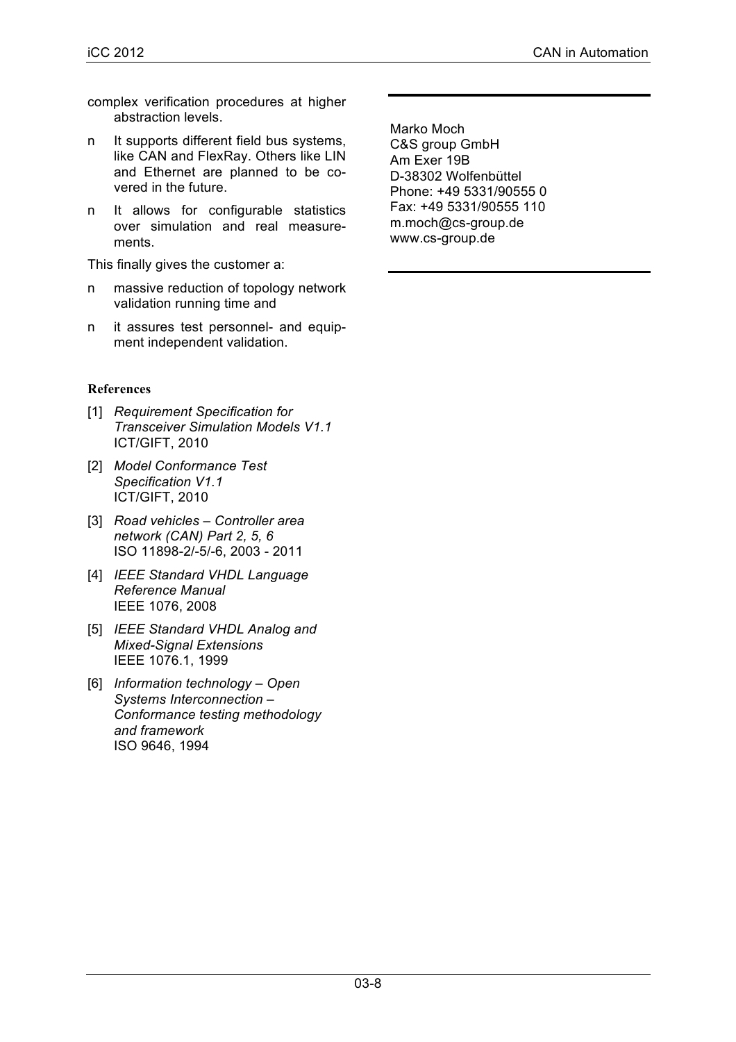complex verification procedures at higher abstraction levels.

- It supports different field bus systems, like CAN and FlexRay. Others like LIN and Ethernet are planned to be covered in the future.
- It allows for configurable statistics over simulation and real measurements.

This finally gives the customer a:

- massive reduction of topology network validation running time and
- it assures test personnel- and equipment independent validation.

### References

[1] *Requirement Specification for Transceiver Simulation Models V1.1* ICT/GIFT, 2010

[2] *Model Conformance Test Specification V1.1* ICT/GIFT, 2010

[3] *Road vehicles – Controller area network (CAN) Part 2, 5, 6* ISO 11898-2/-5/-6, 2003 - 2011

[4] *IEEE Standard VHDL Language Reference Manual* IEEE 1076, 2008

[5] *IEEE Standard VHDL Analog and Mixed-Signal Extensions* IEEE 1076.1, 1999

[6] *Information technology – Open Systems Interconnection – Conformance testing methodology and framework* ISO 9646, 1994

---

Marko Moch
C&S group GmbH
Am Exer 19B
D-38302 Wolfenbüttel
Phone: +49 5331/90555 0
Fax: +49 5331/90555 110
m.moch@cs-group.de
www.cs-group.de

---